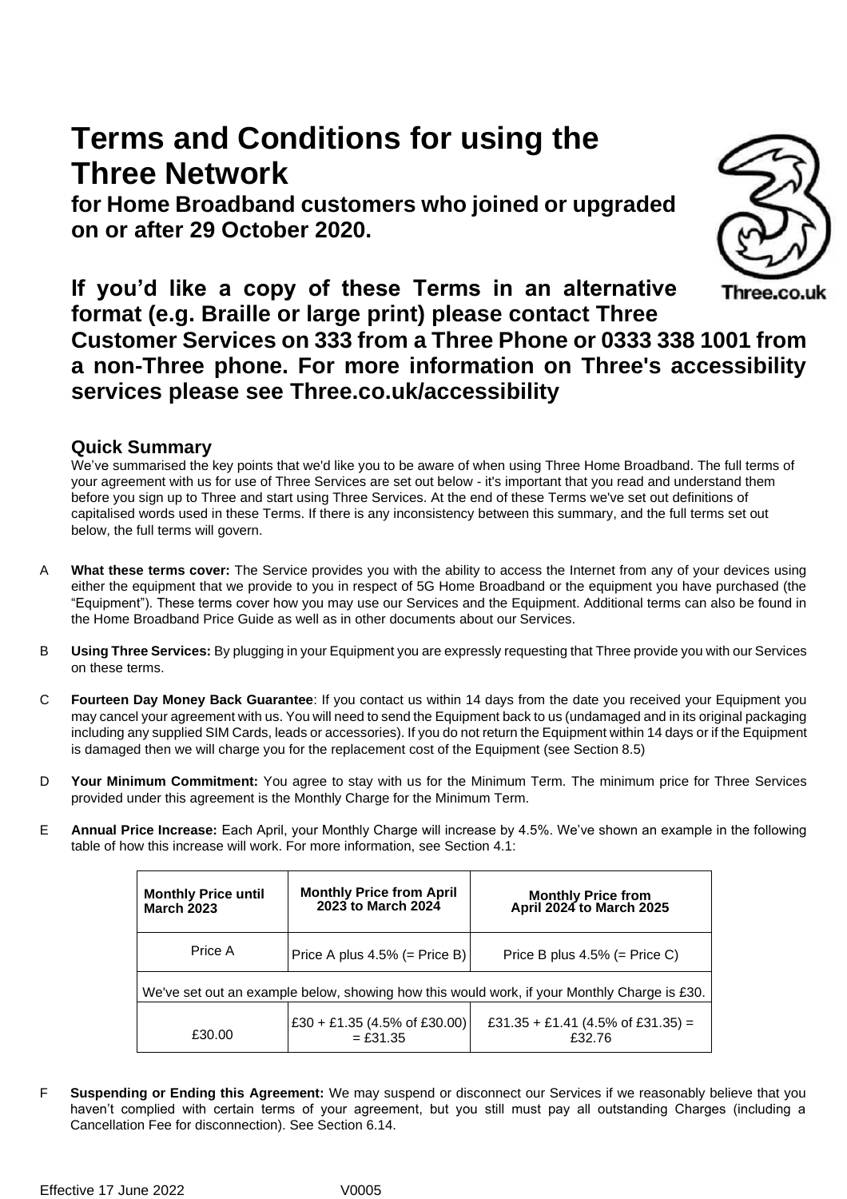# Terms and Conditions for using the Three Network

## for Home Broadband customers who joined or upgraded on or after 29 October 2020.

**If you'd like a copy of these Terms in an alternative format (e.g. Braille or large print) please contact Three Customer Services on 333 from a Three Phone or 0333 338 1001 from a non-Three phone. For more information on Three's accessibility services please see Three.co.uk/accessibility**

### Quick Summary

We've summarised the key points that we'd like you to be aware of when using Three Home Broadband. The full terms of your agreement with us for use of Three Services are set out below - it's important that you read and understand them before you sign up to Three and start using Three Services. At the end of these Terms we've set out definitions of capitalised words used in these Terms. If there is any inconsistency between this summary, and the full terms set out below, the full terms will govern.

A **What these terms cover:** The Service provides you with the ability to access the Internet from any of your devices using either the equipment that we provide to you in respect of 5G Home Broadband or the equipment you have purchased (the "Equipment"). These terms cover how you may use our Services and the Equipment. Additional terms can also be found in the Home Broadband Price Guide as well as in other documents about our Services.

B **Using Three Services:** By plugging in your Equipment you are expressly requesting that Three provide you with our Services on these terms.

C **Fourteen Day Money Back Guarantee**: If you contact us within 14 days from the date you received your Equipment you may cancel your agreement with us. You will need to send the Equipment back to us (undamaged and in its original packaging including any supplied SIM Cards, leads or accessories). If you do not return the Equipment within 14 days or if the Equipment is damaged then we will charge you for the replacement cost of the Equipment (see Section 8.5)

D **Your Minimum Commitment:** You agree to stay with us for the Minimum Term. The minimum price for Three Services provided under this agreement is the Monthly Charge for the Minimum Term.

E **Annual Price Increase:** Each April, your Monthly Charge will increase by 4.5%. We've shown an example in the following table of how this increase will work. For more information, see Section 4.1:

| **Monthly Price until March 2023** | **Monthly Price from April 2023 to March 2024** | **Monthly Price from April 2024 to March 2025** |
|---|---|---|
| Price A | Price A plus 4.5% (= Price B) | Price B plus 4.5% (= Price C) |
| We've set out an example below, showing how this would work, if your Monthly Charge is £30. | | |
| £30.00 | £30 + £1.35 (4.5% of £30.00) = £31.35 | £31.35 + £1.41 (4.5% of £31.35) = £32.76 |

F **Suspending or Ending this Agreement:** We may suspend or disconnect our Services if we reasonably believe that you haven't complied with certain terms of your agreement, but you still must pay all outstanding Charges (including a Cancellation Fee for disconnection). See Section 6.14.

Effective 17 June 2022 V0005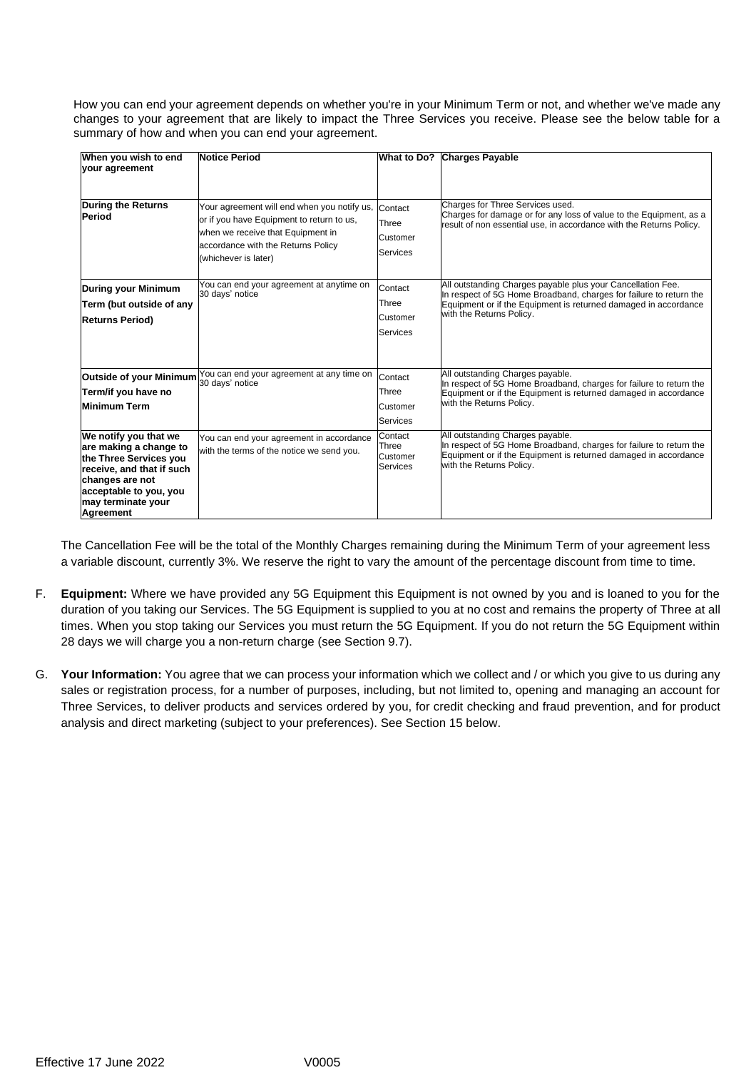How you can end your agreement depends on whether you're in your Minimum Term or not, and whether we've made any changes to your agreement that are likely to impact the Three Services you receive. Please see the below table for a summary of how and when you can end your agreement.

| When you wish to end your agreement | Notice Period | What to Do? | Charges Payable |
|---|---|---|---|
| **During the Returns Period** | Your agreement will end when you notify us, or if you have Equipment to return to us, when we receive that Equipment in accordance with the Returns Policy (whichever is later) | Contact Three Customer Services | Charges for Three Services used. Charges for damage or for any loss of value to the Equipment, as a result of non essential use, in accordance with the Returns Policy. |
| **During your Minimum Term (but outside of any Returns Period)** | You can end your agreement at anytime on 30 days' notice | Contact Three Customer Services | All outstanding Charges payable plus your Cancellation Fee. In respect of 5G Home Broadband, charges for failure to return the Equipment or if the Equipment is returned damaged in accordance with the Returns Policy. |
| **Outside of your Minimum Term/if you have no Minimum Term** | You can end your agreement at any time on 30 days' notice | Contact Three Customer Services | All outstanding Charges payable. In respect of 5G Home Broadband, charges for failure to return the Equipment or if the Equipment is returned damaged in accordance with the Returns Policy. |
| **We notify you that we are making a change to the Three Services you receive, and that if such changes are not acceptable to you, you may terminate your Agreement** | You can end your agreement in accordance with the terms of the notice we send you. | Contact Three Customer Services | All outstanding Charges payable. In respect of 5G Home Broadband, charges for failure to return the Equipment or if the Equipment is returned damaged in accordance with the Returns Policy. |

The Cancellation Fee will be the total of the Monthly Charges remaining during the Minimum Term of your agreement less a variable discount, currently 3%. We reserve the right to vary the amount of the percentage discount from time to time.

F. **Equipment:** Where we have provided any 5G Equipment this Equipment is not owned by you and is loaned to you for the duration of you taking our Services. The 5G Equipment is supplied to you at no cost and remains the property of Three at all times. When you stop taking our Services you must return the 5G Equipment. If you do not return the 5G Equipment within 28 days we will charge you a non-return charge (see Section 9.7).

G. **Your Information:** You agree that we can process your information which we collect and / or which you give to us during any sales or registration process, for a number of purposes, including, but not limited to, opening and managing an account for Three Services, to deliver products and services ordered by you, for credit checking and fraud prevention, and for product analysis and direct marketing (subject to your preferences). See Section 15 below.

Effective 17 June 2022 V0005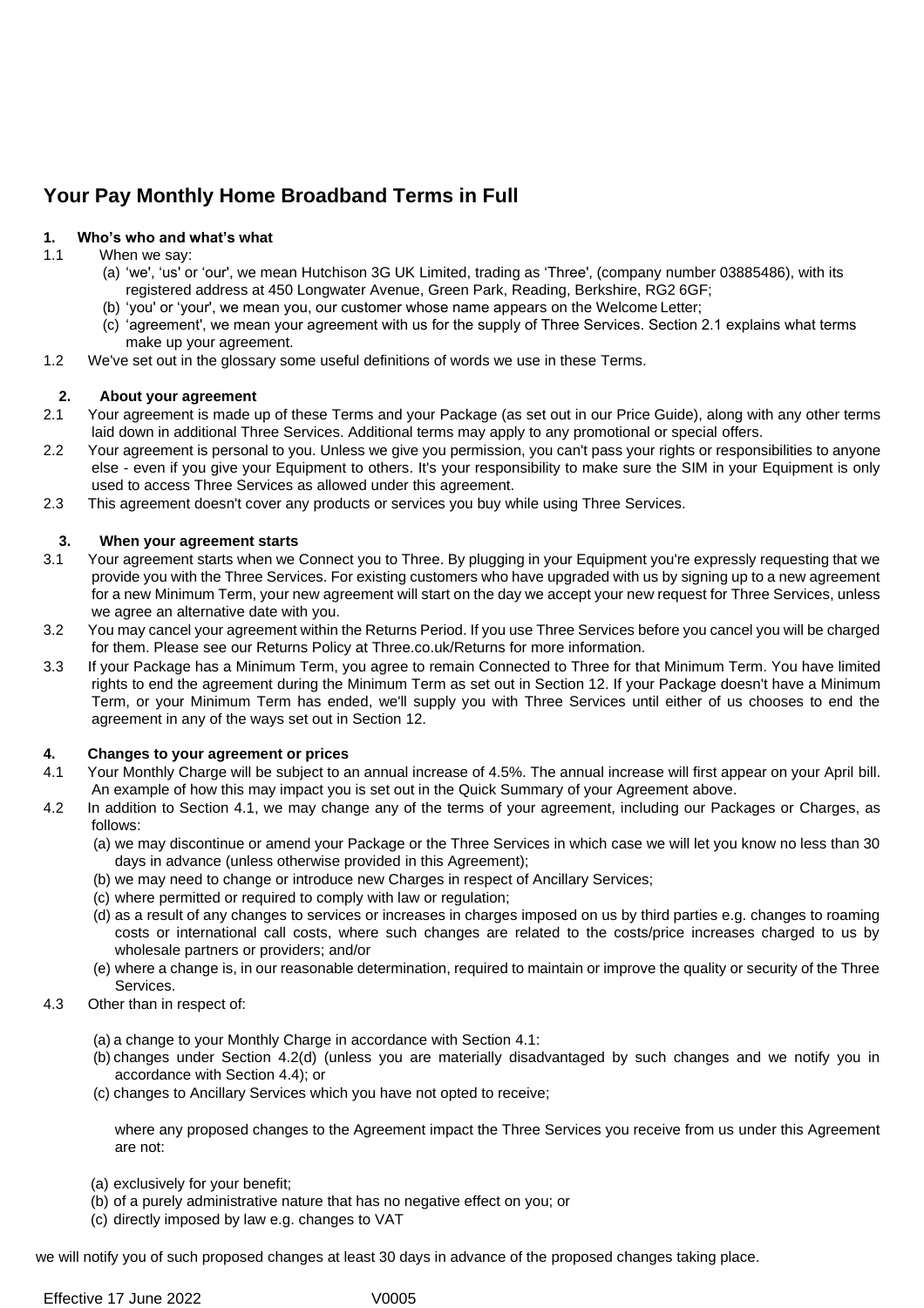# Your Pay Monthly Home Broadband Terms in Full

## 1. Who's who and what's what

1.1 When we say:

(a) 'we', 'us' or 'our', we mean Hutchison 3G UK Limited, trading as 'Three', (company number 03885486), with its registered address at 450 Longwater Avenue, Green Park, Reading, Berkshire, RG2 6GF;

(b) 'you' or 'your', we mean you, our customer whose name appears on the Welcome Letter;

(c) 'agreement', we mean your agreement with us for the supply of Three Services. Section 2.1 explains what terms make up your agreement.

1.2 We've set out in the glossary some useful definitions of words we use in these Terms.

## 2. About your agreement

2.1 Your agreement is made up of these Terms and your Package (as set out in our Price Guide), along with any other terms laid down in additional Three Services. Additional terms may apply to any promotional or special offers.

2.2 Your agreement is personal to you. Unless we give you permission, you can't pass your rights or responsibilities to anyone else - even if you give your Equipment to others. It's your responsibility to make sure the SIM in your Equipment is only used to access Three Services as allowed under this agreement.

2.3 This agreement doesn't cover any products or services you buy while using Three Services.

## 3. When your agreement starts

3.1 Your agreement starts when we Connect you to Three. By plugging in your Equipment you're expressly requesting that we provide you with the Three Services. For existing customers who have upgraded with us by signing up to a new agreement for a new Minimum Term, your new agreement will start on the day we accept your new request for Three Services, unless we agree an alternative date with you.

3.2 You may cancel your agreement within the Returns Period. If you use Three Services before you cancel you will be charged for them. Please see our Returns Policy at Three.co.uk/Returns for more information.

3.3 If your Package has a Minimum Term, you agree to remain Connected to Three for that Minimum Term. You have limited rights to end the agreement during the Minimum Term as set out in Section 12. If your Package doesn't have a Minimum Term, or your Minimum Term has ended, we'll supply you with Three Services until either of us chooses to end the agreement in any of the ways set out in Section 12.

## 4. Changes to your agreement or prices

4.1 Your Monthly Charge will be subject to an annual increase of 4.5%. The annual increase will first appear on your April bill. An example of how this may impact you is set out in the Quick Summary of your Agreement above.

4.2 In addition to Section 4.1, we may change any of the terms of your agreement, including our Packages or Charges, as follows:

(a) we may discontinue or amend your Package or the Three Services in which case we will let you know no less than 30 days in advance (unless otherwise provided in this Agreement);

(b) we may need to change or introduce new Charges in respect of Ancillary Services;

(c) where permitted or required to comply with law or regulation;

(d) as a result of any changes to services or increases in charges imposed on us by third parties e.g. changes to roaming costs or international call costs, where such changes are related to the costs/price increases charged to us by wholesale partners or providers; and/or

(e) where a change is, in our reasonable determination, required to maintain or improve the quality or security of the Three Services.

4.3 Other than in respect of:

(a) a change to your Monthly Charge in accordance with Section 4.1:

(b) changes under Section 4.2(d) (unless you are materially disadvantaged by such changes and we notify you in accordance with Section 4.4); or

(c) changes to Ancillary Services which you have not opted to receive;

where any proposed changes to the Agreement impact the Three Services you receive from us under this Agreement are not:

(a) exclusively for your benefit;

(b) of a purely administrative nature that has no negative effect on you; or

(c) directly imposed by law e.g. changes to VAT

we will notify you of such proposed changes at least 30 days in advance of the proposed changes taking place.

Effective 17 June 2022 V0005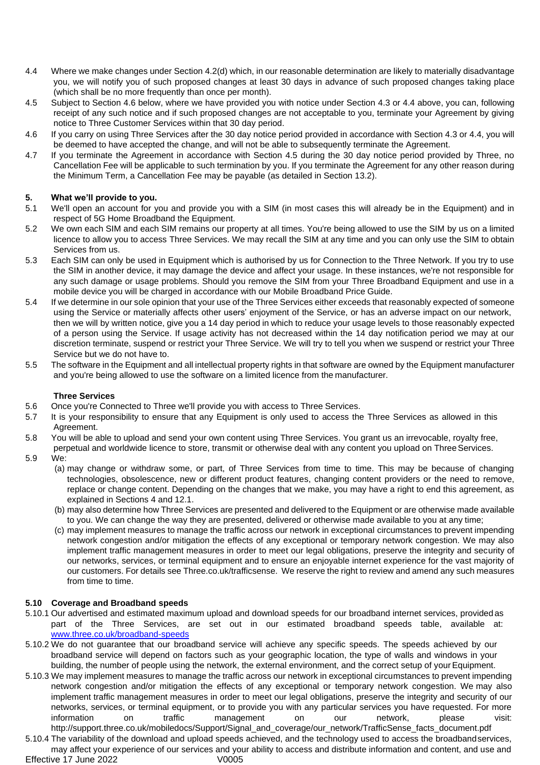4.4 Where we make changes under Section 4.2(d) which, in our reasonable determination are likely to materially disadvantage you, we will notify you of such proposed changes at least 30 days in advance of such proposed changes taking place (which shall be no more frequently than once per month).

4.5 Subject to Section 4.6 below, where we have provided you with notice under Section 4.3 or 4.4 above, you can, following receipt of any such notice and if such proposed changes are not acceptable to you, terminate your Agreement by giving notice to Three Customer Services within that 30 day period.

4.6 If you carry on using Three Services after the 30 day notice period provided in accordance with Section 4.3 or 4.4, you will be deemed to have accepted the change, and will not be able to subsequently terminate the Agreement.

4.7 If you terminate the Agreement in accordance with Section 4.5 during the 30 day notice period provided by Three, no Cancellation Fee will be applicable to such termination by you. If you terminate the Agreement for any other reason during the Minimum Term, a Cancellation Fee may be payable (as detailed in Section 13.2).

## 5. What we'll provide to you.

5.1 We'll open an account for you and provide you with a SIM (in most cases this will already be in the Equipment) and in respect of 5G Home Broadband the Equipment.

5.2 We own each SIM and each SIM remains our property at all times. You're being allowed to use the SIM by us on a limited licence to allow you to access Three Services. We may recall the SIM at any time and you can only use the SIM to obtain Services from us.

5.3 Each SIM can only be used in Equipment which is authorised by us for Connection to the Three Network. If you try to use the SIM in another device, it may damage the device and affect your usage. In these instances, we're not responsible for any such damage or usage problems. Should you remove the SIM from your Three Broadband Equipment and use in a mobile device you will be charged in accordance with our Mobile Broadband Price Guide.

5.4 If we determine in our sole opinion that your use of the Three Services either exceeds that reasonably expected of someone using the Service or materially affects other users' enjoyment of the Service, or has an adverse impact on our network, then we will by written notice, give you a 14 day period in which to reduce your usage levels to those reasonably expected of a person using the Service. If usage activity has not decreased within the 14 day notification period we may at our discretion terminate, suspend or restrict your Three Service. We will try to tell you when we suspend or restrict your Three Service but we do not have to.

5.5 The software in the Equipment and all intellectual property rights in that software are owned by the Equipment manufacturer and you're being allowed to use the software on a limited licence from the manufacturer.

**Three Services**

5.6 Once you're Connected to Three we'll provide you with access to Three Services.

5.7 It is your responsibility to ensure that any Equipment is only used to access the Three Services as allowed in this Agreement.

5.8 You will be able to upload and send your own content using Three Services. You grant us an irrevocable, royalty free, perpetual and worldwide licence to store, transmit or otherwise deal with any content you upload on Three Services.

5.9 We:

(a) may change or withdraw some, or part, of Three Services from time to time. This may be because of changing technologies, obsolescence, new or different product features, changing content providers or the need to remove, replace or change content. Depending on the changes that we make, you may have a right to end this agreement, as explained in Sections 4 and 12.1.

(b) may also determine how Three Services are presented and delivered to the Equipment or are otherwise made available to you. We can change the way they are presented, delivered or otherwise made available to you at any time;

(c) may implement measures to manage the traffic across our network in exceptional circumstances to prevent impending network congestion and/or mitigation the effects of any exceptional or temporary network congestion. We may also implement traffic management measures in order to meet our legal obligations, preserve the integrity and security of our networks, services, or terminal equipment and to ensure an enjoyable internet experience for the vast majority of our customers. For details see Three.co.uk/trafficsense. We reserve the right to review and amend any such measures from time to time.

### 5.10 Coverage and Broadband speeds

5.10.1 Our advertised and estimated maximum upload and download speeds for our broadband internet services, provided as part of the Three Services, are set out in our estimated broadband speeds table, available at: [www.three.co.uk/broadband-speeds](www.three.co.uk/broadband-speeds)

5.10.2 We do not guarantee that our broadband service will achieve any specific speeds. The speeds achieved by our broadband service will depend on factors such as your geographic location, the type of walls and windows in your building, the number of people using the network, the external environment, and the correct setup of your Equipment.

5.10.3 We may implement measures to manage the traffic across our network in exceptional circumstances to prevent impending network congestion and/or mitigation the effects of any exceptional or temporary network congestion. We may also implement traffic management measures in order to meet our legal obligations, preserve the integrity and security of our networks, services, or terminal equipment, or to provide you with any particular services you have requested. For more information on traffic management on our network, please visit: http://support.three.co.uk/mobiledocs/Support/Signal_and_coverage/our_network/TrafficSense_facts_document.pdf

5.10.4 The variability of the download and upload speeds achieved, and the technology used to access the broadband services, may affect your experience of our services and your ability to access and distribute information and content, and use and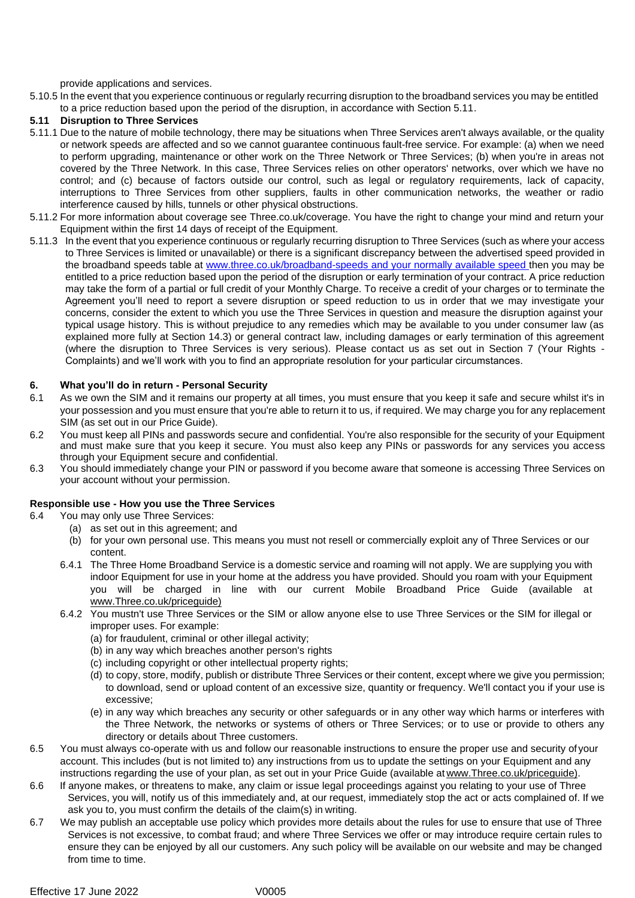provide applications and services.

5.10.5 In the event that you experience continuous or regularly recurring disruption to the broadband services you may be entitled to a price reduction based upon the period of the disruption, in accordance with Section 5.11.

**5.11 Disruption to Three Services**

5.11.1 Due to the nature of mobile technology, there may be situations when Three Services aren't always available, or the quality or network speeds are affected and so we cannot guarantee continuous fault-free service. For example: (a) when we need to perform upgrading, maintenance or other work on the Three Network or Three Services; (b) when you're in areas not covered by the Three Network. In this case, Three Services relies on other operators' networks, over which we have no control; and (c) because of factors outside our control, such as legal or regulatory requirements, lack of capacity, interruptions to Three Services from other suppliers, faults in other communication networks, the weather or radio interference caused by hills, tunnels or other physical obstructions.

5.11.2 For more information about coverage see Three.co.uk/coverage. You have the right to change your mind and return your Equipment within the first 14 days of receipt of the Equipment.

5.11.3 In the event that you experience continuous or regularly recurring disruption to Three Services (such as where your access to Three Services is limited or unavailable) or there is a significant discrepancy between the advertised speed provided in the broadband speeds table at www.three.co.uk/broadband-speeds and your normally available speed then you may be entitled to a price reduction based upon the period of the disruption or early termination of your contract. A price reduction may take the form of a partial or full credit of your Monthly Charge. To receive a credit of your charges or to terminate the Agreement you'll need to report a severe disruption or speed reduction to us in order that we may investigate your concerns, consider the extent to which you use the Three Services in question and measure the disruption against your typical usage history. This is without prejudice to any remedies which may be available to you under consumer law (as explained more fully at Section 14.3) or general contract law, including damages or early termination of this agreement (where the disruption to Three Services is very serious). Please contact us as set out in Section 7 (Your Rights - Complaints) and we'll work with you to find an appropriate resolution for your particular circumstances.

**6. What you'll do in return - Personal Security**

6.1 As we own the SIM and it remains our property at all times, you must ensure that you keep it safe and secure whilst it's in your possession and you must ensure that you're able to return it to us, if required. We may charge you for any replacement SIM (as set out in our Price Guide).

6.2 You must keep all PINs and passwords secure and confidential. You're also responsible for the security of your Equipment and must make sure that you keep it secure. You must also keep any PINs or passwords for any services you access through your Equipment secure and confidential.

6.3 You should immediately change your PIN or password if you become aware that someone is accessing Three Services on your account without your permission.

**Responsible use - How you use the Three Services**

6.4 You may only use Three Services:

(a) as set out in this agreement; and

(b) for your own personal use. This means you must not resell or commercially exploit any of Three Services or our content.

6.4.1 The Three Home Broadband Service is a domestic service and roaming will not apply. We are supplying you with indoor Equipment for use in your home at the address you have provided. Should you roam with your Equipment you will be charged in line with our current Mobile Broadband Price Guide (available at www.Three.co.uk/priceguide)

6.4.2 You mustn't use Three Services or the SIM or allow anyone else to use Three Services or the SIM for illegal or improper uses. For example:

(a) for fraudulent, criminal or other illegal activity;

(b) in any way which breaches another person's rights

(c) including copyright or other intellectual property rights;

(d) to copy, store, modify, publish or distribute Three Services or their content, except where we give you permission; to download, send or upload content of an excessive size, quantity or frequency. We'll contact you if your use is excessive;

(e) in any way which breaches any security or other safeguards or in any other way which harms or interferes with the Three Network, the networks or systems of others or Three Services; or to use or provide to others any directory or details about Three customers.

6.5 You must always co-operate with us and follow our reasonable instructions to ensure the proper use and security of your account. This includes (but is not limited to) any instructions from us to update the settings on your Equipment and any instructions regarding the use of your plan, as set out in your Price Guide (available at www.Three.co.uk/priceguide).

6.6 If anyone makes, or threatens to make, any claim or issue legal proceedings against you relating to your use of Three Services, you will, notify us of this immediately and, at our request, immediately stop the act or acts complained of. If we ask you to, you must confirm the details of the claim(s) in writing.

6.7 We may publish an acceptable use policy which provides more details about the rules for use to ensure that use of Three Services is not excessive, to combat fraud; and where Three Services we offer or may introduce require certain rules to ensure they can be enjoyed by all our customers. Any such policy will be available on our website and may be changed from time to time.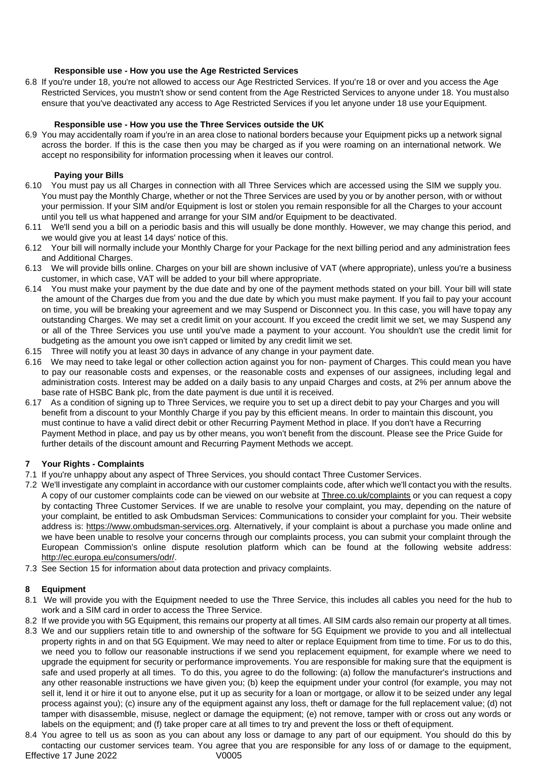**Responsible use - How you use the Age Restricted Services**

6.8 If you're under 18, you're not allowed to access our Age Restricted Services. If you're 18 or over and you access the Age Restricted Services, you mustn't show or send content from the Age Restricted Services to anyone under 18. You must also ensure that you've deactivated any access to Age Restricted Services if you let anyone under 18 use your Equipment.

**Responsible use - How you use the Three Services outside the UK**

6.9 You may accidentally roam if you're in an area close to national borders because your Equipment picks up a network signal across the border. If this is the case then you may be charged as if you were roaming on an international network. We accept no responsibility for information processing when it leaves our control.

**Paying your Bills**

6.10 You must pay us all Charges in connection with all Three Services which are accessed using the SIM we supply you. You must pay the Monthly Charge, whether or not the Three Services are used by you or by another person, with or without your permission. If your SIM and/or Equipment is lost or stolen you remain responsible for all the Charges to your account until you tell us what happened and arrange for your SIM and/or Equipment to be deactivated.

6.11 We'll send you a bill on a periodic basis and this will usually be done monthly. However, we may change this period, and we would give you at least 14 days' notice of this.

6.12 Your bill will normally include your Monthly Charge for your Package for the next billing period and any administration fees and Additional Charges.

6.13 We will provide bills online. Charges on your bill are shown inclusive of VAT (where appropriate), unless you're a business customer, in which case, VAT will be added to your bill where appropriate.

6.14 You must make your payment by the due date and by one of the payment methods stated on your bill. Your bill will state the amount of the Charges due from you and the due date by which you must make payment. If you fail to pay your account on time, you will be breaking your agreement and we may Suspend or Disconnect you. In this case, you will have to pay any outstanding Charges. We may set a credit limit on your account. If you exceed the credit limit we set, we may Suspend any or all of the Three Services you use until you've made a payment to your account. You shouldn't use the credit limit for budgeting as the amount you owe isn't capped or limited by any credit limit we set.

6.15 Three will notify you at least 30 days in advance of any change in your payment date.

6.16 We may need to take legal or other collection action against you for non- payment of Charges. This could mean you have to pay our reasonable costs and expenses, or the reasonable costs and expenses of our assignees, including legal and administration costs. Interest may be added on a daily basis to any unpaid Charges and costs, at 2% per annum above the base rate of HSBC Bank plc, from the date payment is due until it is received.

6.17 As a condition of signing up to Three Services, we require you to set up a direct debit to pay your Charges and you will benefit from a discount to your Monthly Charge if you pay by this efficient means. In order to maintain this discount, you must continue to have a valid direct debit or other Recurring Payment Method in place. If you don't have a Recurring Payment Method in place, and pay us by other means, you won't benefit from the discount. Please see the Price Guide for further details of the discount amount and Recurring Payment Methods we accept.

## 7 Your Rights - Complaints

7.1 If you're unhappy about any aspect of Three Services, you should contact Three Customer Services.

7.2 We'll investigate any complaint in accordance with our customer complaints code, after which we'll contact you with the results. A copy of our customer complaints code can be viewed on our website at Three.co.uk/complaints or you can request a copy by contacting Three Customer Services. If we are unable to resolve your complaint, you may, depending on the nature of your complaint, be entitled to ask Ombudsman Services: Communications to consider your complaint for you. Their website address is: https://www.ombudsman-services.org. Alternatively, if your complaint is about a purchase you made online and we have been unable to resolve your concerns through our complaints process, you can submit your complaint through the European Commission's online dispute resolution platform which can be found at the following website address: http://ec.europa.eu/consumers/odr/.

7.3 See Section 15 for information about data protection and privacy complaints.

## 8 Equipment

8.1 We will provide you with the Equipment needed to use the Three Service, this includes all cables you need for the hub to work and a SIM card in order to access the Three Service.

8.2 If we provide you with 5G Equipment, this remains our property at all times. All SIM cards also remain our property at all times.

8.3 We and our suppliers retain title to and ownership of the software for 5G Equipment we provide to you and all intellectual property rights in and on that 5G Equipment. We may need to alter or replace Equipment from time to time. For us to do this, we need you to follow our reasonable instructions if we send you replacement equipment, for example where we need to upgrade the equipment for security or performance improvements. You are responsible for making sure that the equipment is safe and used properly at all times. To do this, you agree to do the following: (a) follow the manufacturer's instructions and any other reasonable instructions we have given you; (b) keep the equipment under your control (for example, you may not sell it, lend it or hire it out to anyone else, put it up as security for a loan or mortgage, or allow it to be seized under any legal process against you); (c) insure any of the equipment against any loss, theft or damage for the full replacement value; (d) not tamper with disassemble, misuse, neglect or damage the equipment; (e) not remove, tamper with or cross out any words or labels on the equipment; and (f) take proper care at all times to try and prevent the loss or theft of equipment.

8.4 You agree to tell us as soon as you can about any loss or damage to any part of our equipment. You should do this by contacting our customer services team. You agree that you are responsible for any loss of or damage to the equipment,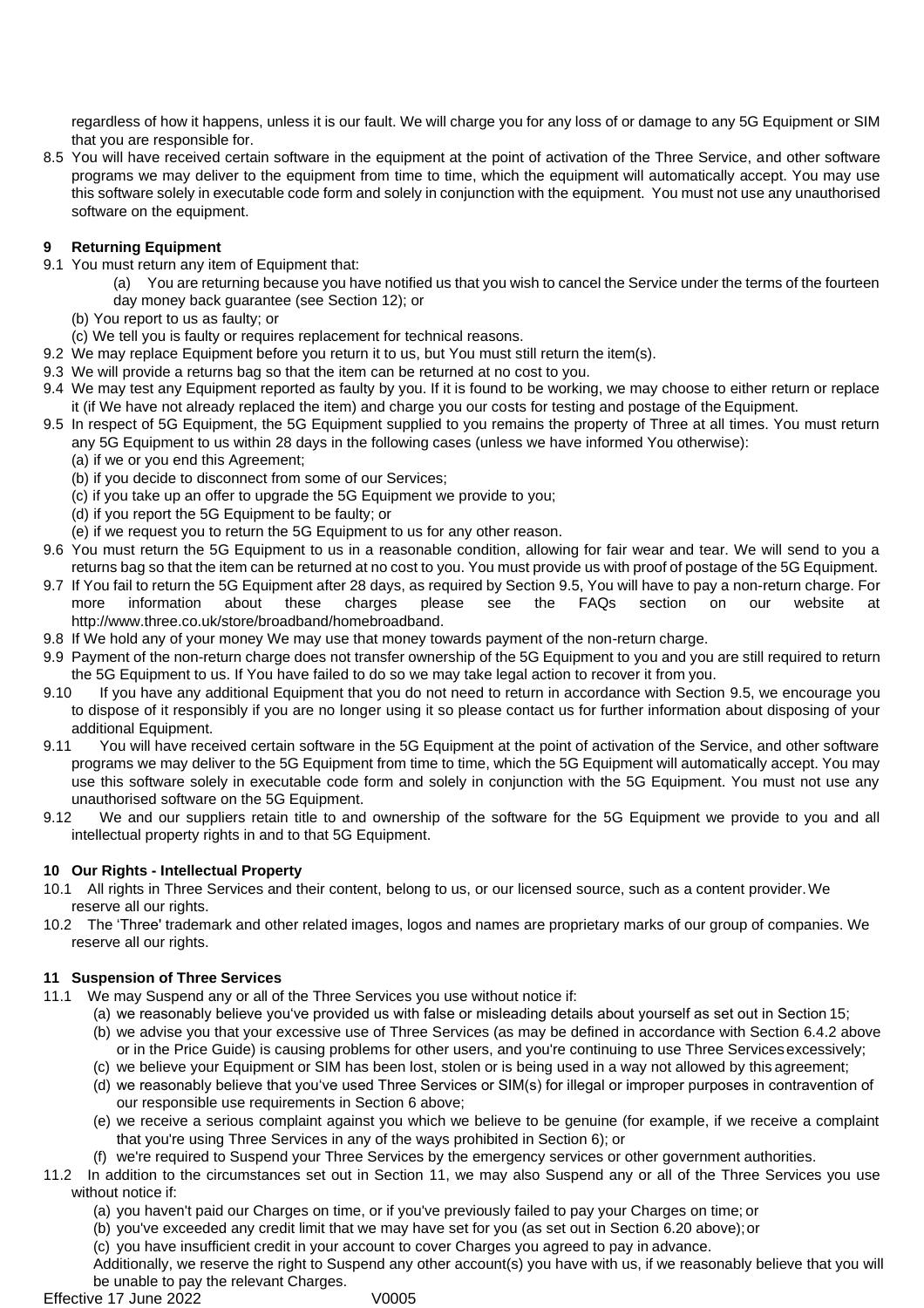regardless of how it happens, unless it is our fault. We will charge you for any loss of or damage to any 5G Equipment or SIM that you are responsible for.

8.5 You will have received certain software in the equipment at the point of activation of the Three Service, and other software programs we may deliver to the equipment from time to time, which the equipment will automatically accept. You may use this software solely in executable code form and solely in conjunction with the equipment. You must not use any unauthorised software on the equipment.

## 9 Returning Equipment

9.1 You must return any item of Equipment that:

(a) You are returning because you have notified us that you wish to cancel the Service under the terms of the fourteen day money back guarantee (see Section 12); or

(b) You report to us as faulty; or

(c) We tell you is faulty or requires replacement for technical reasons.

9.2 We may replace Equipment before you return it to us, but You must still return the item(s).

9.3 We will provide a returns bag so that the item can be returned at no cost to you.

9.4 We may test any Equipment reported as faulty by you. If it is found to be working, we may choose to either return or replace it (if We have not already replaced the item) and charge you our costs for testing and postage of the Equipment.

9.5 In respect of 5G Equipment, the 5G Equipment supplied to you remains the property of Three at all times. You must return any 5G Equipment to us within 28 days in the following cases (unless we have informed You otherwise):

(a) if we or you end this Agreement;

(b) if you decide to disconnect from some of our Services;

(c) if you take up an offer to upgrade the 5G Equipment we provide to you;

(d) if you report the 5G Equipment to be faulty; or

(e) if we request you to return the 5G Equipment to us for any other reason.

9.6 You must return the 5G Equipment to us in a reasonable condition, allowing for fair wear and tear. We will send to you a returns bag so that the item can be returned at no cost to you. You must provide us with proof of postage of the 5G Equipment.

9.7 If You fail to return the 5G Equipment after 28 days, as required by Section 9.5, You will have to pay a non-return charge. For more information about these charges please see the FAQs section on our website at http://www.three.co.uk/store/broadband/homebroadband.

9.8 If We hold any of your money We may use that money towards payment of the non-return charge.

9.9 Payment of the non-return charge does not transfer ownership of the 5G Equipment to you and you are still required to return the 5G Equipment to us. If You have failed to do so we may take legal action to recover it from you.

9.10 If you have any additional Equipment that you do not need to return in accordance with Section 9.5, we encourage you to dispose of it responsibly if you are no longer using it so please contact us for further information about disposing of your additional Equipment.

9.11 You will have received certain software in the 5G Equipment at the point of activation of the Service, and other software programs we may deliver to the 5G Equipment from time to time, which the 5G Equipment will automatically accept. You may use this software solely in executable code form and solely in conjunction with the 5G Equipment. You must not use any unauthorised software on the 5G Equipment.

9.12 We and our suppliers retain title to and ownership of the software for the 5G Equipment we provide to you and all intellectual property rights in and to that 5G Equipment.

## 10 Our Rights - Intellectual Property

10.1 All rights in Three Services and their content, belong to us, or our licensed source, such as a content provider. We reserve all our rights.

10.2 The 'Three' trademark and other related images, logos and names are proprietary marks of our group of companies. We reserve all our rights.

## 11 Suspension of Three Services

11.1 We may Suspend any or all of the Three Services you use without notice if:

(a) we reasonably believe you've provided us with false or misleading details about yourself as set out in Section 15;

(b) we advise you that your excessive use of Three Services (as may be defined in accordance with Section 6.4.2 above or in the Price Guide) is causing problems for other users, and you're continuing to use Three Services excessively;

(c) we believe your Equipment or SIM has been lost, stolen or is being used in a way not allowed by this agreement;

(d) we reasonably believe that you've used Three Services or SIM(s) for illegal or improper purposes in contravention of our responsible use requirements in Section 6 above;

(e) we receive a serious complaint against you which we believe to be genuine (for example, if we receive a complaint that you're using Three Services in any of the ways prohibited in Section 6); or

(f) we're required to Suspend your Three Services by the emergency services or other government authorities.

11.2 In addition to the circumstances set out in Section 11, we may also Suspend any or all of the Three Services you use without notice if:

(a) you haven't paid our Charges on time, or if you've previously failed to pay your Charges on time; or

(b) you've exceeded any credit limit that we may have set for you (as set out in Section 6.20 above); or

(c) you have insufficient credit in your account to cover Charges you agreed to pay in advance.

Additionally, we reserve the right to Suspend any other account(s) you have with us, if we reasonably believe that you will be unable to pay the relevant Charges.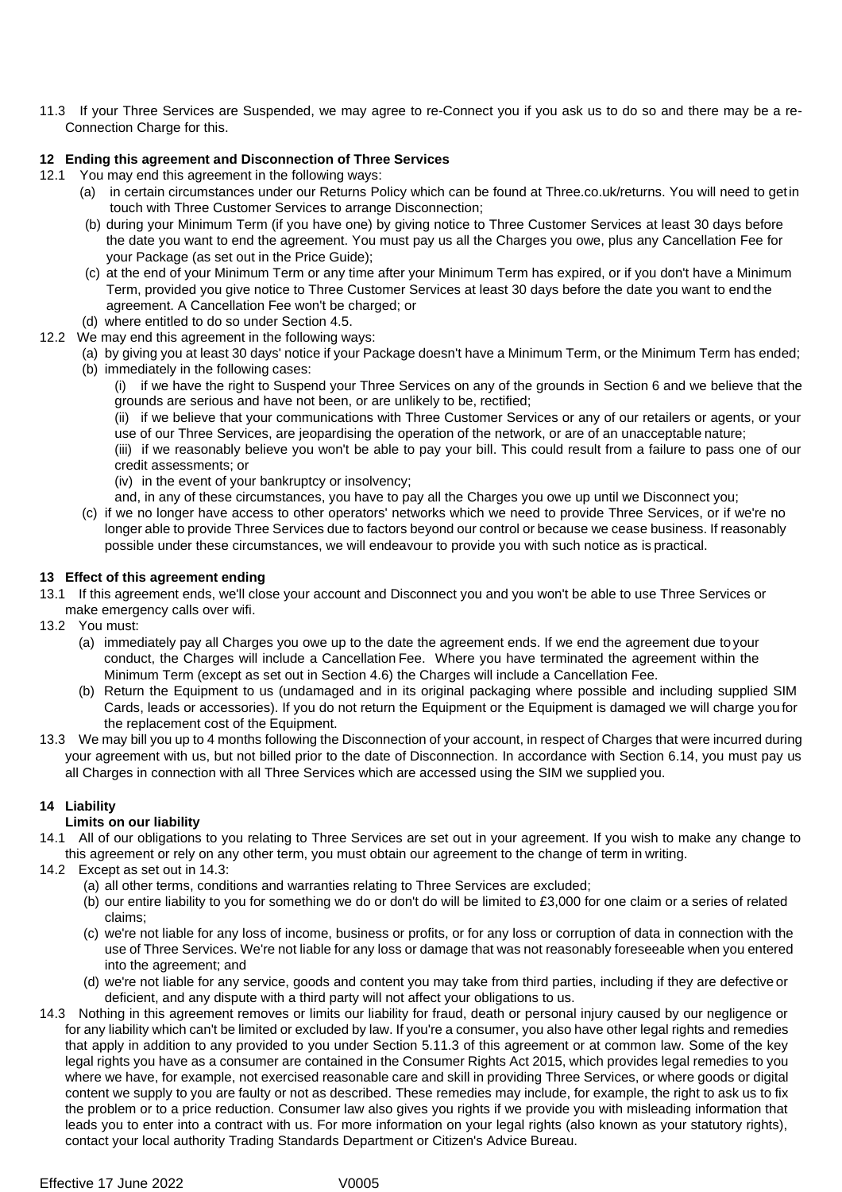11.3 If your Three Services are Suspended, we may agree to re-Connect you if you ask us to do so and there may be a re-Connection Charge for this.

## 12 Ending this agreement and Disconnection of Three Services

12.1 You may end this agreement in the following ways:

- (a) in certain circumstances under our Returns Policy which can be found at Three.co.uk/returns. You will need to get in touch with Three Customer Services to arrange Disconnection;
- (b) during your Minimum Term (if you have one) by giving notice to Three Customer Services at least 30 days before the date you want to end the agreement. You must pay us all the Charges you owe, plus any Cancellation Fee for your Package (as set out in the Price Guide);
- (c) at the end of your Minimum Term or any time after your Minimum Term has expired, or if you don't have a Minimum Term, provided you give notice to Three Customer Services at least 30 days before the date you want to end the agreement. A Cancellation Fee won't be charged; or
- (d) where entitled to do so under Section 4.5.

12.2 We may end this agreement in the following ways:

- (a) by giving you at least 30 days' notice if your Package doesn't have a Minimum Term, or the Minimum Term has ended;
- (b) immediately in the following cases:
  - (i) if we have the right to Suspend your Three Services on any of the grounds in Section 6 and we believe that the grounds are serious and have not been, or are unlikely to be, rectified;
  - (ii) if we believe that your communications with Three Customer Services or any of our retailers or agents, or your use of our Three Services, are jeopardising the operation of the network, or are of an unacceptable nature;
  - (iii) if we reasonably believe you won't be able to pay your bill. This could result from a failure to pass one of our credit assessments; or
  - (iv) in the event of your bankruptcy or insolvency;

  and, in any of these circumstances, you have to pay all the Charges you owe up until we Disconnect you;
- (c) if we no longer have access to other operators' networks which we need to provide Three Services, or if we're no longer able to provide Three Services due to factors beyond our control or because we cease business. If reasonably possible under these circumstances, we will endeavour to provide you with such notice as is practical.

## 13 Effect of this agreement ending

13.1 If this agreement ends, we'll close your account and Disconnect you and you won't be able to use Three Services or make emergency calls over wifi.

13.2 You must:

- (a) immediately pay all Charges you owe up to the date the agreement ends. If we end the agreement due to your conduct, the Charges will include a Cancellation Fee. Where you have terminated the agreement within the Minimum Term (except as set out in Section 4.6) the Charges will include a Cancellation Fee.
- (b) Return the Equipment to us (undamaged and in its original packaging where possible and including supplied SIM Cards, leads or accessories). If you do not return the Equipment or the Equipment is damaged we will charge you for the replacement cost of the Equipment.

13.3 We may bill you up to 4 months following the Disconnection of your account, in respect of Charges that were incurred during your agreement with us, but not billed prior to the date of Disconnection. In accordance with Section 6.14, you must pay us all Charges in connection with all Three Services which are accessed using the SIM we supplied you.

## 14 Liability

**Limits on our liability**

14.1 All of our obligations to you relating to Three Services are set out in your agreement. If you wish to make any change to this agreement or rely on any other term, you must obtain our agreement to the change of term in writing.

14.2 Except as set out in 14.3:

- (a) all other terms, conditions and warranties relating to Three Services are excluded;
- (b) our entire liability to you for something we do or don't do will be limited to £3,000 for one claim or a series of related claims;
- (c) we're not liable for any loss of income, business or profits, or for any loss or corruption of data in connection with the use of Three Services. We're not liable for any loss or damage that was not reasonably foreseeable when you entered into the agreement; and
- (d) we're not liable for any service, goods and content you may take from third parties, including if they are defective or deficient, and any dispute with a third party will not affect your obligations to us.

14.3 Nothing in this agreement removes or limits our liability for fraud, death or personal injury caused by our negligence or for any liability which can't be limited or excluded by law. If you're a consumer, you also have other legal rights and remedies that apply in addition to any provided to you under Section 5.11.3 of this agreement or at common law. Some of the key legal rights you have as a consumer are contained in the Consumer Rights Act 2015, which provides legal remedies to you where we have, for example, not exercised reasonable care and skill in providing Three Services, or where goods or digital content we supply to you are faulty or not as described. These remedies may include, for example, the right to ask us to fix the problem or to a price reduction. Consumer law also gives you rights if we provide you with misleading information that leads you to enter into a contract with us. For more information on your legal rights (also known as your statutory rights), contact your local authority Trading Standards Department or Citizen's Advice Bureau.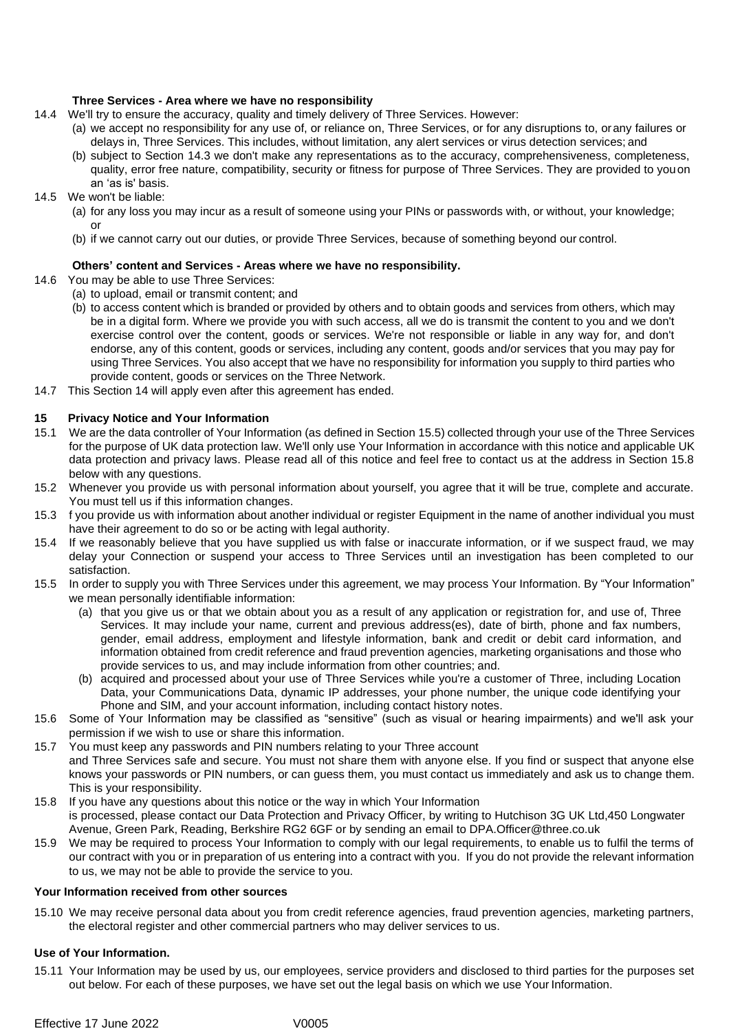**Three Services - Area where we have no responsibility**

14.4 We'll try to ensure the accuracy, quality and timely delivery of Three Services. However:

(a) we accept no responsibility for any use of, or reliance on, Three Services, or for any disruptions to, or any failures or delays in, Three Services. This includes, without limitation, any alert services or virus detection services; and

(b) subject to Section 14.3 we don't make any representations as to the accuracy, comprehensiveness, completeness, quality, error free nature, compatibility, security or fitness for purpose of Three Services. They are provided to you on an 'as is' basis.

14.5 We won't be liable:

(a) for any loss you may incur as a result of someone using your PINs or passwords with, or without, your knowledge; or

(b) if we cannot carry out our duties, or provide Three Services, because of something beyond our control.

**Others' content and Services - Areas where we have no responsibility.**

14.6 You may be able to use Three Services:

(a) to upload, email or transmit content; and

(b) to access content which is branded or provided by others and to obtain goods and services from others, which may be in a digital form. Where we provide you with such access, all we do is transmit the content to you and we don't exercise control over the content, goods or services. We're not responsible or liable in any way for, and don't endorse, any of this content, goods or services, including any content, goods and/or services that you may pay for using Three Services. You also accept that we have no responsibility for information you supply to third parties who provide content, goods or services on the Three Network.

14.7 This Section 14 will apply even after this agreement has ended.

**15 Privacy Notice and Your Information**

15.1 We are the data controller of Your Information (as defined in Section 15.5) collected through your use of the Three Services for the purpose of UK data protection law. We'll only use Your Information in accordance with this notice and applicable UK data protection and privacy laws. Please read all of this notice and feel free to contact us at the address in Section 15.8 below with any questions.

15.2 Whenever you provide us with personal information about yourself, you agree that it will be true, complete and accurate. You must tell us if this information changes.

15.3 f you provide us with information about another individual or register Equipment in the name of another individual you must have their agreement to do so or be acting with legal authority.

15.4 If we reasonably believe that you have supplied us with false or inaccurate information, or if we suspect fraud, we may delay your Connection or suspend your access to Three Services until an investigation has been completed to our satisfaction.

15.5 In order to supply you with Three Services under this agreement, we may process Your Information. By "Your Information" we mean personally identifiable information:

(a) that you give us or that we obtain about you as a result of any application or registration for, and use of, Three Services. It may include your name, current and previous address(es), date of birth, phone and fax numbers, gender, email address, employment and lifestyle information, bank and credit or debit card information, and information obtained from credit reference and fraud prevention agencies, marketing organisations and those who provide services to us, and may include information from other countries; and.

(b) acquired and processed about your use of Three Services while you're a customer of Three, including Location Data, your Communications Data, dynamic IP addresses, your phone number, the unique code identifying your Phone and SIM, and your account information, including contact history notes.

15.6 Some of Your Information may be classified as "sensitive" (such as visual or hearing impairments) and we'll ask your permission if we wish to use or share this information.

15.7 You must keep any passwords and PIN numbers relating to your Three account and Three Services safe and secure. You must not share them with anyone else. If you find or suspect that anyone else knows your passwords or PIN numbers, or can guess them, you must contact us immediately and ask us to change them. This is your responsibility.

15.8 If you have any questions about this notice or the way in which Your Information is processed, please contact our Data Protection and Privacy Officer, by writing to Hutchison 3G UK Ltd,450 Longwater Avenue, Green Park, Reading, Berkshire RG2 6GF or by sending an email to DPA.Officer@three.co.uk

15.9 We may be required to process Your Information to comply with our legal requirements, to enable us to fulfil the terms of our contract with you or in preparation of us entering into a contract with you. If you do not provide the relevant information to us, we may not be able to provide the service to you.

**Your Information received from other sources**

15.10 We may receive personal data about you from credit reference agencies, fraud prevention agencies, marketing partners, the electoral register and other commercial partners who may deliver services to us.

**Use of Your Information.**

15.11 Your Information may be used by us, our employees, service providers and disclosed to third parties for the purposes set out below. For each of these purposes, we have set out the legal basis on which we use Your Information.

Effective 17 June 2022 V0005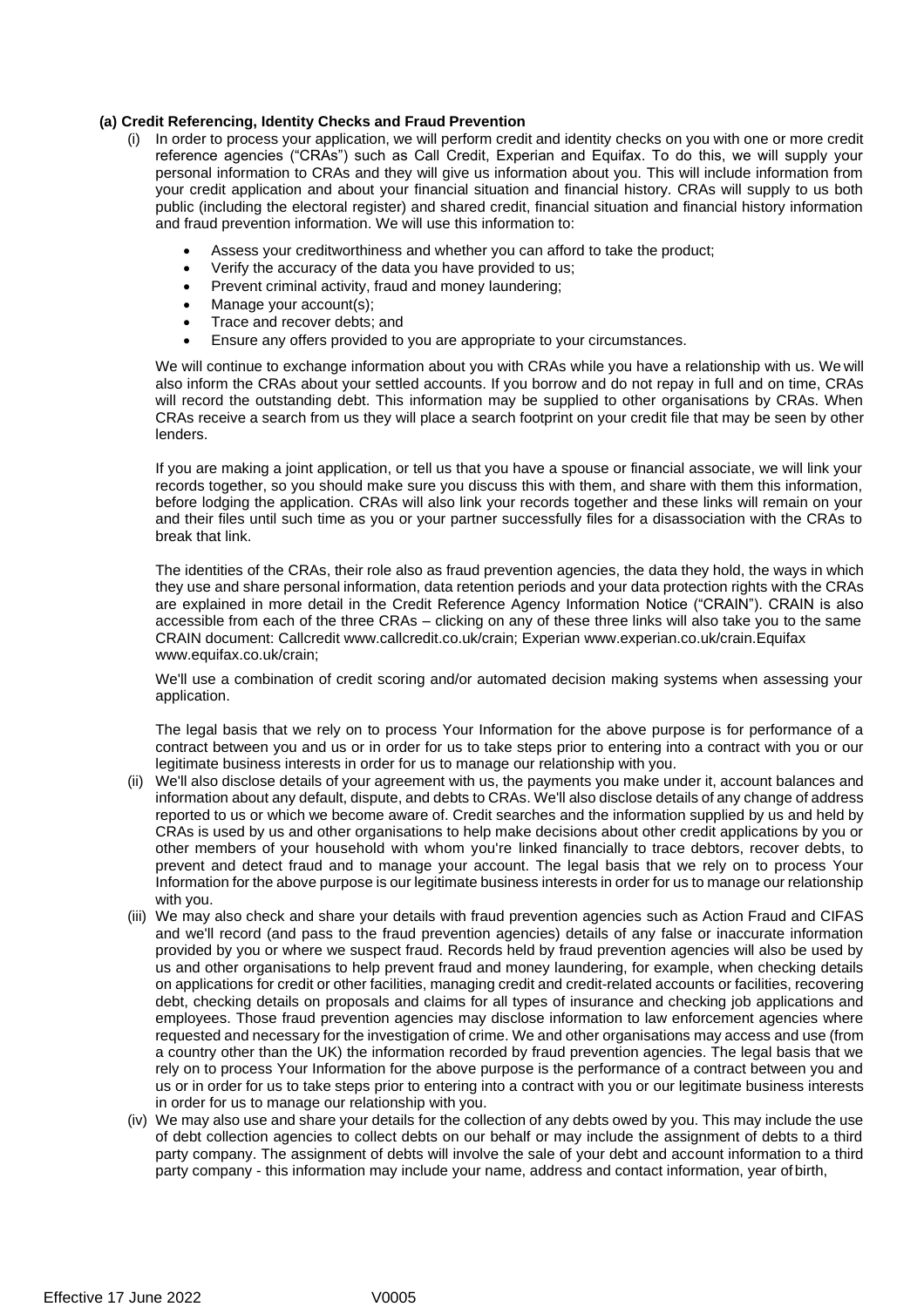**(a) Credit Referencing, Identity Checks and Fraud Prevention**

(i) In order to process your application, we will perform credit and identity checks on you with one or more credit reference agencies ("CRAs") such as Call Credit, Experian and Equifax. To do this, we will supply your personal information to CRAs and they will give us information about you. This will include information from your credit application and about your financial situation and financial history. CRAs will supply to us both public (including the electoral register) and shared credit, financial situation and financial history information and fraud prevention information. We will use this information to:

- Assess your creditworthiness and whether you can afford to take the product;
- Verify the accuracy of the data you have provided to us;
- Prevent criminal activity, fraud and money laundering;
- Manage your account(s);
- Trace and recover debts; and
- Ensure any offers provided to you are appropriate to your circumstances.

We will continue to exchange information about you with CRAs while you have a relationship with us. We will also inform the CRAs about your settled accounts. If you borrow and do not repay in full and on time, CRAs will record the outstanding debt. This information may be supplied to other organisations by CRAs. When CRAs receive a search from us they will place a search footprint on your credit file that may be seen by other lenders.

If you are making a joint application, or tell us that you have a spouse or financial associate, we will link your records together, so you should make sure you discuss this with them, and share with them this information, before lodging the application. CRAs will also link your records together and these links will remain on your and their files until such time as you or your partner successfully files for a disassociation with the CRAs to break that link.

The identities of the CRAs, their role also as fraud prevention agencies, the data they hold, the ways in which they use and share personal information, data retention periods and your data protection rights with the CRAs are explained in more detail in the Credit Reference Agency Information Notice ("CRAIN"). CRAIN is also accessible from each of the three CRAs – clicking on any of these three links will also take you to the same CRAIN document: Callcredit www.callcredit.co.uk/crain; Experian www.experian.co.uk/crain.Equifax www.equifax.co.uk/crain;

We'll use a combination of credit scoring and/or automated decision making systems when assessing your application.

The legal basis that we rely on to process Your Information for the above purpose is for performance of a contract between you and us or in order for us to take steps prior to entering into a contract with you or our legitimate business interests in order for us to manage our relationship with you.

(ii) We'll also disclose details of your agreement with us, the payments you make under it, account balances and information about any default, dispute, and debts to CRAs. We'll also disclose details of any change of address reported to us or which we become aware of. Credit searches and the information supplied by us and held by CRAs is used by us and other organisations to help make decisions about other credit applications by you or other members of your household with whom you're linked financially to trace debtors, recover debts, to prevent and detect fraud and to manage your account. The legal basis that we rely on to process Your Information for the above purpose is our legitimate business interests in order for us to manage our relationship with you.

(iii) We may also check and share your details with fraud prevention agencies such as Action Fraud and CIFAS and we'll record (and pass to the fraud prevention agencies) details of any false or inaccurate information provided by you or where we suspect fraud. Records held by fraud prevention agencies will also be used by us and other organisations to help prevent fraud and money laundering, for example, when checking details on applications for credit or other facilities, managing credit and credit-related accounts or facilities, recovering debt, checking details on proposals and claims for all types of insurance and checking job applications and employees. Those fraud prevention agencies may disclose information to law enforcement agencies where requested and necessary for the investigation of crime. We and other organisations may access and use (from a country other than the UK) the information recorded by fraud prevention agencies. The legal basis that we rely on to process Your Information for the above purpose is the performance of a contract between you and us or in order for us to take steps prior to entering into a contract with you or our legitimate business interests in order for us to manage our relationship with you.

(iv) We may also use and share your details for the collection of any debts owed by you. This may include the use of debt collection agencies to collect debts on our behalf or may include the assignment of debts to a third party company. The assignment of debts will involve the sale of your debt and account information to a third party company - this information may include your name, address and contact information, year of birth,

Effective 17 June 2022 V0005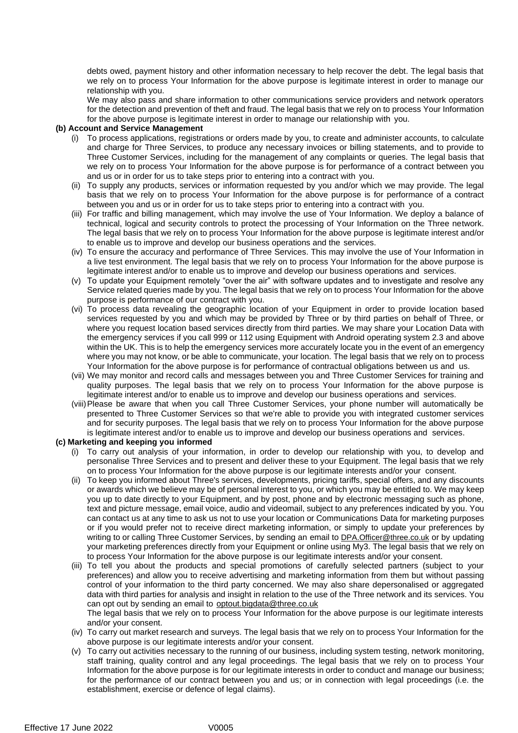debts owed, payment history and other information necessary to help recover the debt. The legal basis that we rely on to process Your Information for the above purpose is legitimate interest in order to manage our relationship with you.

We may also pass and share information to other communications service providers and network operators for the detection and prevention of theft and fraud. The legal basis that we rely on to process Your Information for the above purpose is legitimate interest in order to manage our relationship with you.

**(b) Account and Service Management**

(i) To process applications, registrations or orders made by you, to create and administer accounts, to calculate and charge for Three Services, to produce any necessary invoices or billing statements, and to provide to Three Customer Services, including for the management of any complaints or queries. The legal basis that we rely on to process Your Information for the above purpose is for performance of a contract between you and us or in order for us to take steps prior to entering into a contract with you.

(ii) To supply any products, services or information requested by you and/or which we may provide. The legal basis that we rely on to process Your Information for the above purpose is for performance of a contract between you and us or in order for us to take steps prior to entering into a contract with you.

(iii) For traffic and billing management, which may involve the use of Your Information. We deploy a balance of technical, logical and security controls to protect the processing of Your Information on the Three network. The legal basis that we rely on to process Your Information for the above purpose is legitimate interest and/or to enable us to improve and develop our business operations and the services.

(iv) To ensure the accuracy and performance of Three Services. This may involve the use of Your Information in a live test environment. The legal basis that we rely on to process Your Information for the above purpose is legitimate interest and/or to enable us to improve and develop our business operations and services.

(v) To update your Equipment remotely "over the air" with software updates and to investigate and resolve any Service related queries made by you. The legal basis that we rely on to process Your Information for the above purpose is performance of our contract with you.

(vi) To process data revealing the geographic location of your Equipment in order to provide location based services requested by you and which may be provided by Three or by third parties on behalf of Three, or where you request location based services directly from third parties. We may share your Location Data with the emergency services if you call 999 or 112 using Equipment with Android operating system 2.3 and above within the UK. This is to help the emergency services more accurately locate you in the event of an emergency where you may not know, or be able to communicate, your location. The legal basis that we rely on to process Your Information for the above purpose is for performance of contractual obligations between us and us.

(vii) We may monitor and record calls and messages between you and Three Customer Services for training and quality purposes. The legal basis that we rely on to process Your Information for the above purpose is legitimate interest and/or to enable us to improve and develop our business operations and services.

(viii) Please be aware that when you call Three Customer Services, your phone number will automatically be presented to Three Customer Services so that we're able to provide you with integrated customer services and for security purposes. The legal basis that we rely on to process Your Information for the above purpose is legitimate interest and/or to enable us to improve and develop our business operations and services.

**(c) Marketing and keeping you informed**

(i) To carry out analysis of your information, in order to develop our relationship with you, to develop and personalise Three Services and to present and deliver these to your Equipment. The legal basis that we rely on to process Your Information for the above purpose is our legitimate interests and/or your consent.

(ii) To keep you informed about Three's services, developments, pricing tariffs, special offers, and any discounts or awards which we believe may be of personal interest to you, or which you may be entitled to. We may keep you up to date directly to your Equipment, and by post, phone and by electronic messaging such as phone, text and picture message, email voice, audio and videomail, subject to any preferences indicated by you. You can contact us at any time to ask us not to use your location or Communications Data for marketing purposes or if you would prefer not to receive direct marketing information, or simply to update your preferences by writing to or calling Three Customer Services, by sending an email to DPA.Officer@three.co.uk or by updating your marketing preferences directly from your Equipment or online using My3. The legal basis that we rely on to process Your Information for the above purpose is our legitimate interests and/or your consent.

(iii) To tell you about the products and special promotions of carefully selected partners (subject to your preferences) and allow you to receive advertising and marketing information from them but without passing control of your information to the third party concerned. We may also share depersonalised or aggregated data with third parties for analysis and insight in relation to the use of the Three network and its services. You can opt out by sending an email to optout.bigdata@three.co.uk
The legal basis that we rely on to process Your Information for the above purpose is our legitimate interests and/or your consent.

(iv) To carry out market research and surveys. The legal basis that we rely on to process Your Information for the above purpose is our legitimate interests and/or your consent.

(v) To carry out activities necessary to the running of our business, including system testing, network monitoring, staff training, quality control and any legal proceedings. The legal basis that we rely on to process Your Information for the above purpose is for our legitimate interests in order to conduct and manage our business; for the performance of our contract between you and us; or in connection with legal proceedings (i.e. the establishment, exercise or defence of legal claims).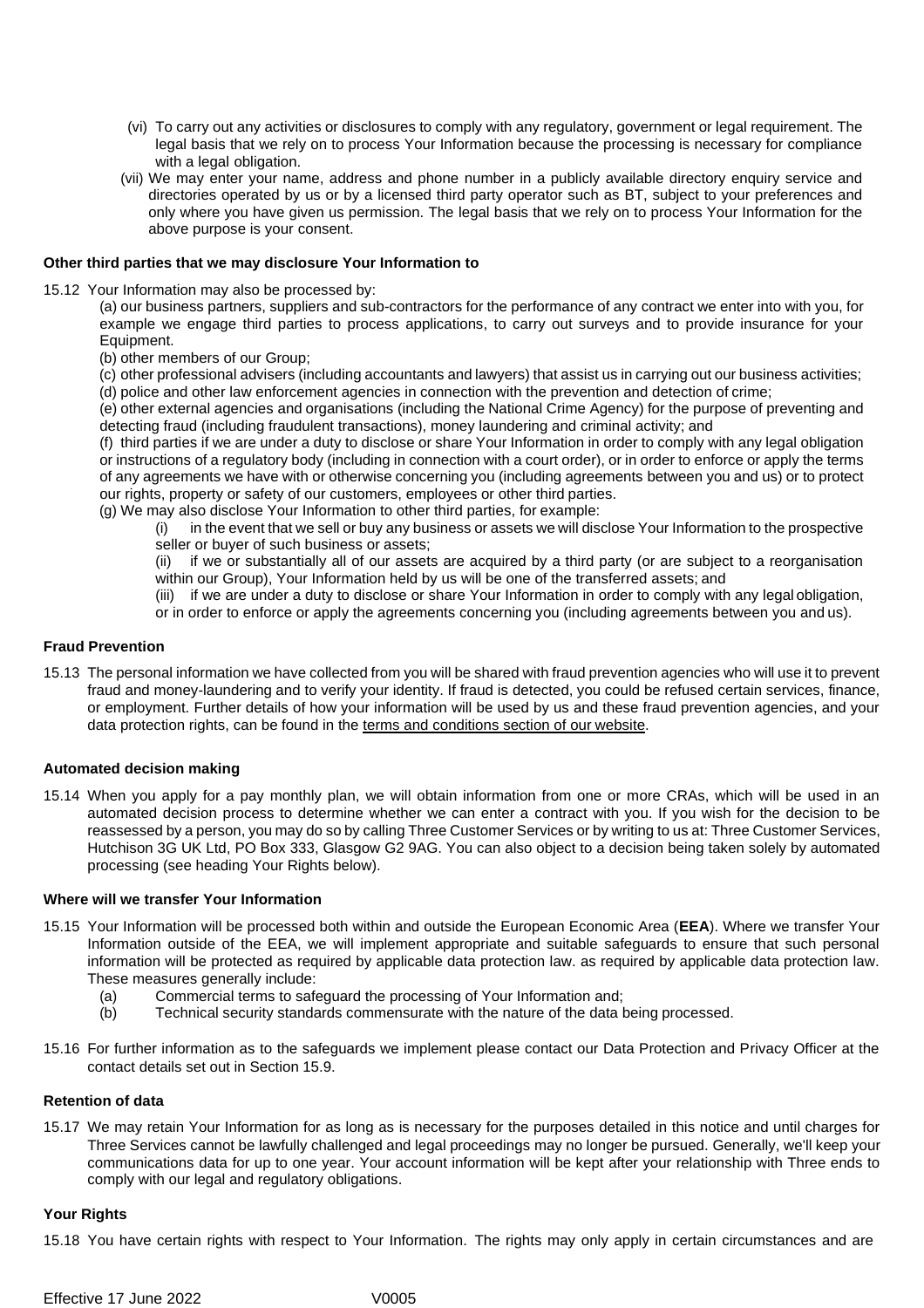(vi) To carry out any activities or disclosures to comply with any regulatory, government or legal requirement. The legal basis that we rely on to process Your Information because the processing is necessary for compliance with a legal obligation.

(vii) We may enter your name, address and phone number in a publicly available directory enquiry service and directories operated by us or by a licensed third party operator such as BT, subject to your preferences and only where you have given us permission. The legal basis that we rely on to process Your Information for the above purpose is your consent.

**Other third parties that we may disclosure Your Information to**

15.12 Your Information may also be processed by:

(a) our business partners, suppliers and sub-contractors for the performance of any contract we enter into with you, for example we engage third parties to process applications, to carry out surveys and to provide insurance for your Equipment.

(b) other members of our Group;

(c) other professional advisers (including accountants and lawyers) that assist us in carrying out our business activities;

(d) police and other law enforcement agencies in connection with the prevention and detection of crime;

(e) other external agencies and organisations (including the National Crime Agency) for the purpose of preventing and detecting fraud (including fraudulent transactions), money laundering and criminal activity; and

(f) third parties if we are under a duty to disclose or share Your Information in order to comply with any legal obligation or instructions of a regulatory body (including in connection with a court order), or in order to enforce or apply the terms of any agreements we have with or otherwise concerning you (including agreements between you and us) or to protect our rights, property or safety of our customers, employees or other third parties.

(g) We may also disclose Your Information to other third parties, for example:

(i) in the event that we sell or buy any business or assets we will disclose Your Information to the prospective seller or buyer of such business or assets;

(ii) if we or substantially all of our assets are acquired by a third party (or are subject to a reorganisation within our Group), Your Information held by us will be one of the transferred assets; and

(iii) if we are under a duty to disclose or share Your Information in order to comply with any legal obligation, or in order to enforce or apply the agreements concerning you (including agreements between you and us).

**Fraud Prevention**

15.13 The personal information we have collected from you will be shared with fraud prevention agencies who will use it to prevent fraud and money-laundering and to verify your identity. If fraud is detected, you could be refused certain services, finance, or employment. Further details of how your information will be used by us and these fraud prevention agencies, and your data protection rights, can be found in the terms and conditions section of our website.

**Automated decision making**

15.14 When you apply for a pay monthly plan, we will obtain information from one or more CRAs, which will be used in an automated decision process to determine whether we can enter a contract with you. If you wish for the decision to be reassessed by a person, you may do so by calling Three Customer Services or by writing to us at: Three Customer Services, Hutchison 3G UK Ltd, PO Box 333, Glasgow G2 9AG. You can also object to a decision being taken solely by automated processing (see heading Your Rights below).

**Where will we transfer Your Information**

15.15 Your Information will be processed both within and outside the European Economic Area (**EEA**). Where we transfer Your Information outside of the EEA, we will implement appropriate and suitable safeguards to ensure that such personal information will be protected as required by applicable data protection law. as required by applicable data protection law. These measures generally include:

(a) Commercial terms to safeguard the processing of Your Information and;

(b) Technical security standards commensurate with the nature of the data being processed.

15.16 For further information as to the safeguards we implement please contact our Data Protection and Privacy Officer at the contact details set out in Section 15.9.

**Retention of data**

15.17 We may retain Your Information for as long as is necessary for the purposes detailed in this notice and until charges for Three Services cannot be lawfully challenged and legal proceedings may no longer be pursued. Generally, we'll keep your communications data for up to one year. Your account information will be kept after your relationship with Three ends to comply with our legal and regulatory obligations.

**Your Rights**

15.18 You have certain rights with respect to Your Information. The rights may only apply in certain circumstances and are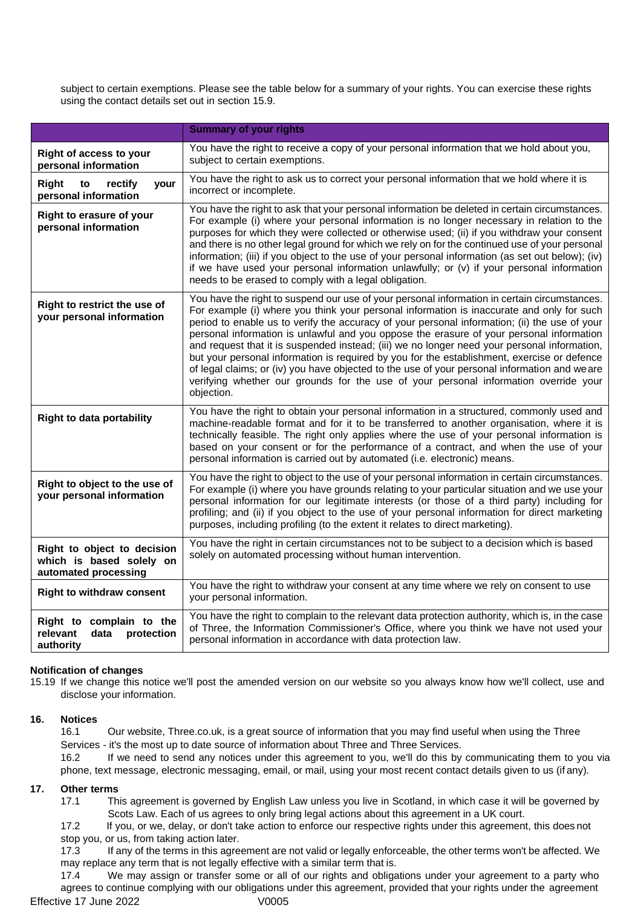subject to certain exemptions. Please see the table below for a summary of your rights. You can exercise these rights using the contact details set out in section 15.9.

| | Summary of your rights |
|---|---|
| **Right of access to your personal information** | You have the right to receive a copy of your personal information that we hold about you, subject to certain exemptions. |
| **Right to rectify your personal information** | You have the right to ask us to correct your personal information that we hold where it is incorrect or incomplete. |
| **Right to erasure of your personal information** | You have the right to ask that your personal information be deleted in certain circumstances. For example (i) where your personal information is no longer necessary in relation to the purposes for which they were collected or otherwise used; (ii) if you withdraw your consent and there is no other legal ground for which we rely on for the continued use of your personal information; (iii) if you object to the use of your personal information (as set out below); (iv) if we have used your personal information unlawfully; or (v) if your personal information needs to be erased to comply with a legal obligation. |
| **Right to restrict the use of your personal information** | You have the right to suspend our use of your personal information in certain circumstances. For example (i) where you think your personal information is inaccurate and only for such period to enable us to verify the accuracy of your personal information; (ii) the use of your personal information is unlawful and you oppose the erasure of your personal information and request that it is suspended instead; (iii) we no longer need your personal information, but your personal information is required by you for the establishment, exercise or defence of legal claims; or (iv) you have objected to the use of your personal information and we are verifying whether our grounds for the use of your personal information override your objection. |
| **Right to data portability** | You have the right to obtain your personal information in a structured, commonly used and machine-readable format and for it to be transferred to another organisation, where it is technically feasible. The right only applies where the use of your personal information is based on your consent or for the performance of a contract, and when the use of your personal information is carried out by automated (i.e. electronic) means. |
| **Right to object to the use of your personal information** | You have the right to object to the use of your personal information in certain circumstances. For example (i) where you have grounds relating to your particular situation and we use your personal information for our legitimate interests (or those of a third party) including for profiling; and (ii) if you object to the use of your personal information for direct marketing purposes, including profiling (to the extent it relates to direct marketing). |
| **Right to object to decision which is based solely on automated processing** | You have the right in certain circumstances not to be subject to a decision which is based solely on automated processing without human intervention. |
| **Right to withdraw consent** | You have the right to withdraw your consent at any time where we rely on consent to use your personal information. |
| **Right to complain to the relevant data protection authority** | You have the right to complain to the relevant data protection authority, which is, in the case of Three, the Information Commissioner's Office, where you think we have not used your personal information in accordance with data protection law. |

**Notification of changes**

15.19 If we change this notice we'll post the amended version on our website so you always know how we'll collect, use and disclose your information.

## 16. Notices

16.1 Our website, Three.co.uk, is a great source of information that you may find useful when using the Three Services - it's the most up to date source of information about Three and Three Services.

16.2 If we need to send any notices under this agreement to you, we'll do this by communicating them to you via phone, text message, electronic messaging, email, or mail, using your most recent contact details given to us (if any).

## 17. Other terms

17.1 This agreement is governed by English Law unless you live in Scotland, in which case it will be governed by Scots Law. Each of us agrees to only bring legal actions about this agreement in a UK court.

17.2 If you, or we, delay, or don't take action to enforce our respective rights under this agreement, this does not stop you, or us, from taking action later.

17.3 If any of the terms in this agreement are not valid or legally enforceable, the other terms won't be affected. We may replace any term that is not legally effective with a similar term that is.

17.4 We may assign or transfer some or all of our rights and obligations under your agreement to a party who agrees to continue complying with our obligations under this agreement, provided that your rights under the agreement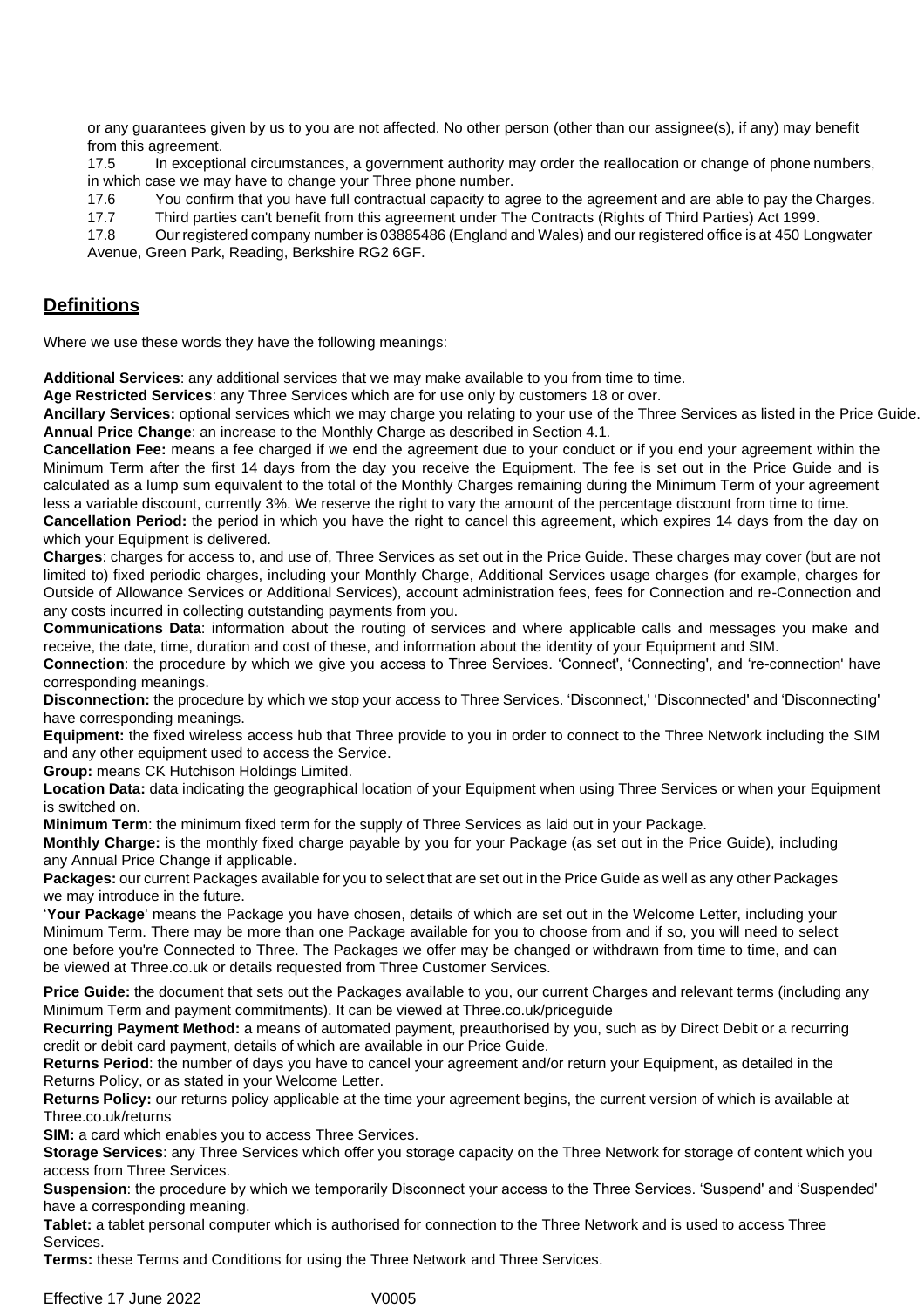or any guarantees given by us to you are not affected. No other person (other than our assignee(s), if any) may benefit from this agreement.

17.5 In exceptional circumstances, a government authority may order the reallocation or change of phone numbers, in which case we may have to change your Three phone number.

17.6 You confirm that you have full contractual capacity to agree to the agreement and are able to pay the Charges.

17.7 Third parties can't benefit from this agreement under The Contracts (Rights of Third Parties) Act 1999.

17.8 Our registered company number is 03885486 (England and Wales) and our registered office is at 450 Longwater Avenue, Green Park, Reading, Berkshire RG2 6GF.

## Definitions

Where we use these words they have the following meanings:

**Additional Services**: any additional services that we may make available to you from time to time.
**Age Restricted Services**: any Three Services which are for use only by customers 18 or over.
**Ancillary Services:** optional services which we may charge you relating to your use of the Three Services as listed in the Price Guide.
**Annual Price Change**: an increase to the Monthly Charge as described in Section 4.1.
**Cancellation Fee:** means a fee charged if we end the agreement due to your conduct or if you end your agreement within the Minimum Term after the first 14 days from the day you receive the Equipment. The fee is set out in the Price Guide and is calculated as a lump sum equivalent to the total of the Monthly Charges remaining during the Minimum Term of your agreement less a variable discount, currently 3%. We reserve the right to vary the amount of the percentage discount from time to time.
**Cancellation Period:** the period in which you have the right to cancel this agreement, which expires 14 days from the day on which your Equipment is delivered.
**Charges**: charges for access to, and use of, Three Services as set out in the Price Guide. These charges may cover (but are not limited to) fixed periodic charges, including your Monthly Charge, Additional Services usage charges (for example, charges for Outside of Allowance Services or Additional Services), account administration fees, fees for Connection and re-Connection and any costs incurred in collecting outstanding payments from you.
**Communications Data**: information about the routing of services and where applicable calls and messages you make and receive, the date, time, duration and cost of these, and information about the identity of your Equipment and SIM.
**Connection**: the procedure by which we give you access to Three Services. 'Connect', 'Connecting', and 're-connection' have corresponding meanings.
**Disconnection:** the procedure by which we stop your access to Three Services. 'Disconnect,' 'Disconnected' and 'Disconnecting' have corresponding meanings.
**Equipment:** the fixed wireless access hub that Three provide to you in order to connect to the Three Network including the SIM and any other equipment used to access the Service.
**Group:** means CK Hutchison Holdings Limited.
**Location Data:** data indicating the geographical location of your Equipment when using Three Services or when your Equipment is switched on.
**Minimum Term**: the minimum fixed term for the supply of Three Services as laid out in your Package.
**Monthly Charge:** is the monthly fixed charge payable by you for your Package (as set out in the Price Guide), including any Annual Price Change if applicable.
**Packages:** our current Packages available for you to select that are set out in the Price Guide as well as any other Packages we may introduce in the future.
'**Your Package**' means the Package you have chosen, details of which are set out in the Welcome Letter, including your Minimum Term. There may be more than one Package available for you to choose from and if so, you will need to select one before you're Connected to Three. The Packages we offer may be changed or withdrawn from time to time, and can be viewed at Three.co.uk or details requested from Three Customer Services.

**Price Guide:** the document that sets out the Packages available to you, our current Charges and relevant terms (including any Minimum Term and payment commitments). It can be viewed at Three.co.uk/priceguide
**Recurring Payment Method:** a means of automated payment, preauthorised by you, such as by Direct Debit or a recurring credit or debit card payment, details of which are available in our Price Guide.
**Returns Period**: the number of days you have to cancel your agreement and/or return your Equipment, as detailed in the Returns Policy, or as stated in your Welcome Letter.
**Returns Policy:** our returns policy applicable at the time your agreement begins, the current version of which is available at Three.co.uk/returns
**SIM:** a card which enables you to access Three Services.
**Storage Services**: any Three Services which offer you storage capacity on the Three Network for storage of content which you access from Three Services.
**Suspension**: the procedure by which we temporarily Disconnect your access to the Three Services. 'Suspend' and 'Suspended' have a corresponding meaning.
**Tablet:** a tablet personal computer which is authorised for connection to the Three Network and is used to access Three Services.
**Terms:** these Terms and Conditions for using the Three Network and Three Services.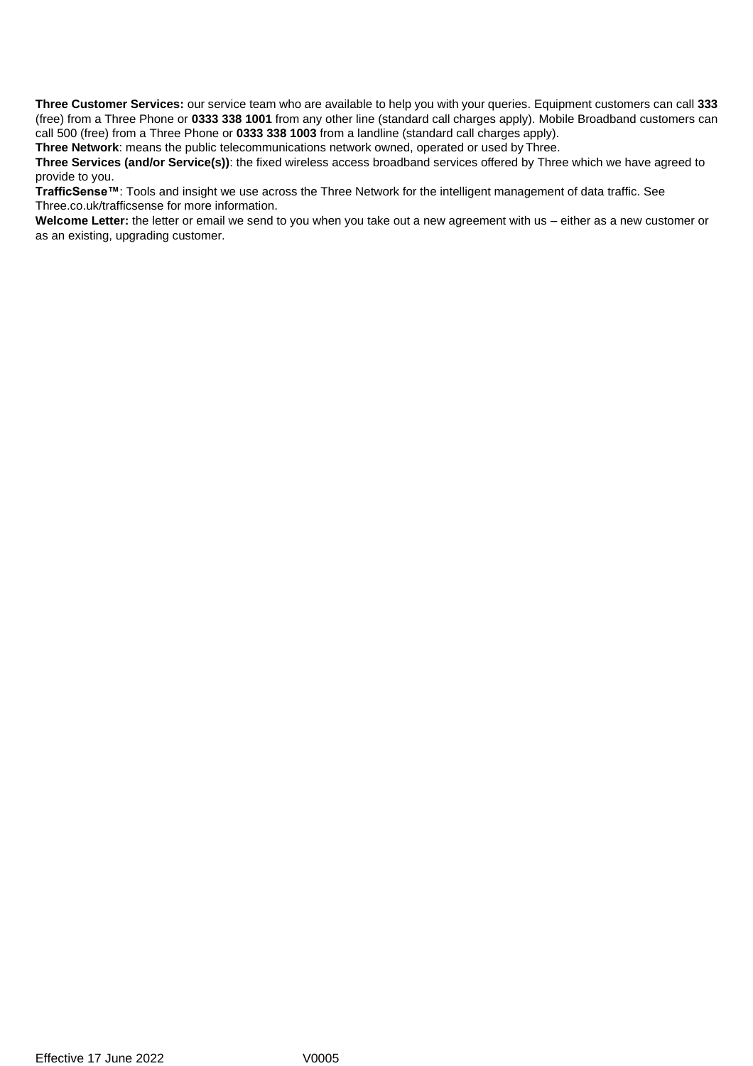**Three Customer Services:** our service team who are available to help you with your queries. Equipment customers can call **333** (free) from a Three Phone or **0333 338 1001** from any other line (standard call charges apply). Mobile Broadband customers can call 500 (free) from a Three Phone or **0333 338 1003** from a landline (standard call charges apply).
**Three Network**: means the public telecommunications network owned, operated or used by Three.
**Three Services (and/or Service(s))**: the fixed wireless access broadband services offered by Three which we have agreed to provide to you.
**TrafficSense™**: Tools and insight we use across the Three Network for the intelligent management of data traffic. See Three.co.uk/trafficsense for more information.
**Welcome Letter:** the letter or email we send to you when you take out a new agreement with us – either as a new customer or as an existing, upgrading customer.

Effective 17 June 2022 V0005